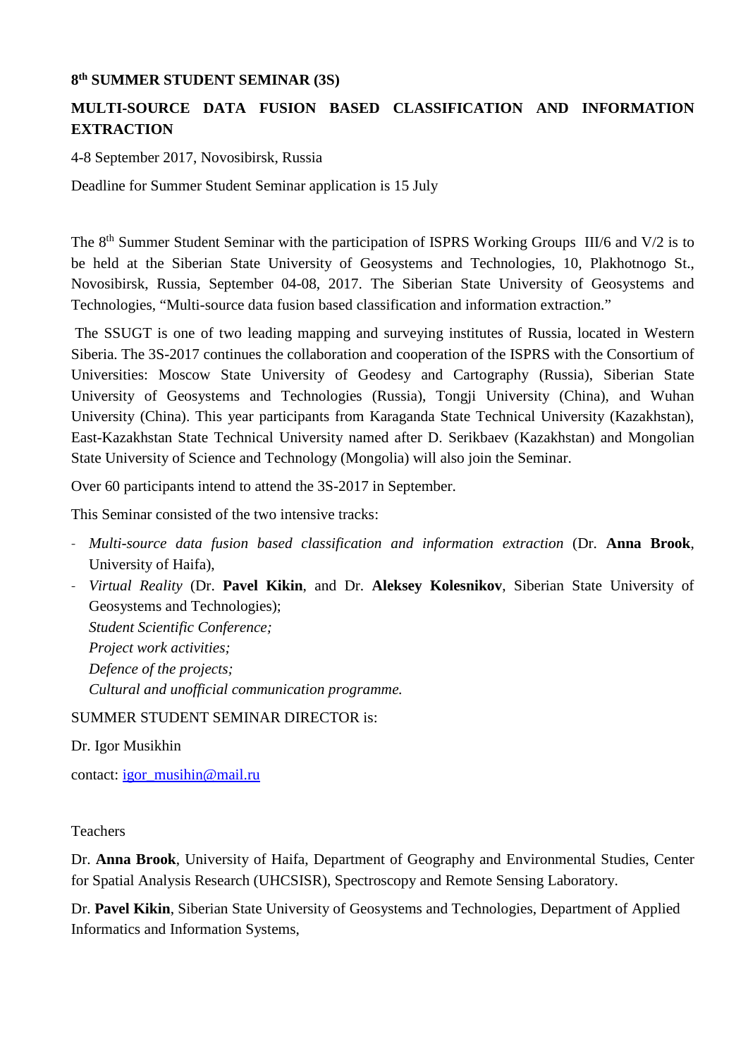**8th SUMMER STUDENT SEMINAR (3S)**

**MULTI-SOURCE DATA FUSION BASED CLASSIFICATION AND INFORMATION EXTRACTION**

4-8 September 2017, Novosibirsk, Russia

Deadline for Summer Student Seminar application is 15 July

The 8th Summer Student Seminar with the participation of ISPRS Working Groups III/6 and V/2 is to be held at the Siberian State University of Geosystems and Technologies, 10, Plakhotnogo St., Novosibirsk, Russia, September 04-08, 2017. The Siberian State University of Geosystems and Technologies, "Multi-source data fusion based classification and information extraction."

The SSUGT is one of two leading mapping and surveying institutes of Russia, located in Western Siberia. The 3S-2017 continues the collaboration and cooperation of the ISPRS with the Consortium of Universities: Moscow State University of Geodesy and Cartography (Russia), Siberian State University of Geosystems and Technologies (Russia), Tongji University (China), and Wuhan University (China). This year participants from Karaganda State Technical University (Kazakhstan), East-Kazakhstan State Technical University named after D. Serikbaev (Kazakhstan) and Mongolian State University of Science and Technology (Mongolia) will also join the Seminar.

Over 60 participants intend to attend the 3S-2017 in September.

This Seminar consisted of the two intensive tracks:

- *Multi-source data fusion based classification and information extraction* (Dr. **Anna Brook**, University of Haifa),
- *Virtual Reality* (Dr. **Pavel Kikin**, and Dr. **Aleksey Kolesnikov**, Siberian State University of Geosystems and Technologies);
  *Student Scientific Conference;*
  *Project work activities;*
  *Defence of the projects;*
  *Cultural and unofficial communication programme.*

SUMMER STUDENT SEMINAR DIRECTOR is:

Dr. Igor Musikhin

contact: igor_musihin@mail.ru

Teachers

Dr. **Anna Brook**, University of Haifa, Department of Geography and Environmental Studies, Center for Spatial Analysis Research (UHCSISR), Spectroscopy and Remote Sensing Laboratory.

Dr. **Pavel Kikin**, Siberian State University of Geosystems and Technologies, Department of Applied Informatics and Information Systems,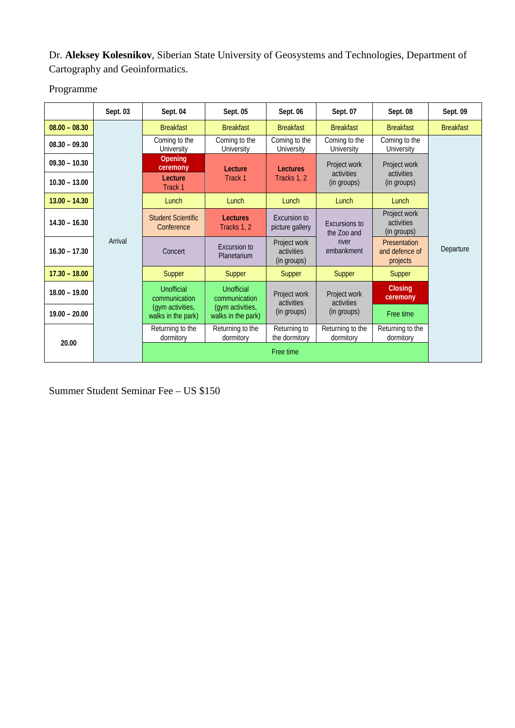Dr. **Aleksey Kolesnikov**, Siberian State University of Geosystems and Technologies, Department of Cartography and Geoinformatics.

Programme

| | Sept. 03 | Sept. 04 | Sept. 05 | Sept. 06 | Sept. 07 | Sept. 08 | Sept. 09 |
|---|---|---|---|---|---|---|---|
| **08.00 – 08.30** | Arrival | Breakfast | Breakfast | Breakfast | Breakfast | Breakfast | Breakfast |
| **08.30 – 09.30** | | Coming to the University | Coming to the University | Coming to the University | Coming to the University | Coming to the University | Departure |
| **09.30 – 10.30** | | **Opening ceremony** | **Lecture** Track 1 | **Lectures** Tracks 1, 2 | Project work activities (in groups) | Project work activities (in groups) | |
| **10.30 – 13.00** | | **Lecture** Track 1 | | | | | |
| **13.00 – 14.30** | | Lunch | Lunch | Lunch | Lunch | Lunch | |
| **14.30 – 16.30** | | Student Scientific Conference | **Lectures** Tracks 1, 2 | Excursion to picture gallery | Excursions to the Zoo and river embankment | Project work activities (in groups) | |
| **16.30 – 17.30** | | Concert | Excursion to Planetarium | Project work activities (in groups) | | Presentation and defence of projects | |
| **17.30 – 18.00** | | Supper | Supper | Supper | Supper | Supper | |
| **18.00 – 19.00** | | Unofficial communication (gym activities, walks in the park) | Unofficial communication (gym activities, walks in the park) | Project work activities (in groups) | Project work activities (in groups) | **Closing ceremony** | |
| **19.00 – 20.00** | | | | | | Free time | |
| **20.00** | | Returning to the dormitory | Returning to the dormitory | Returning to the dormitory | Returning to the dormitory | Returning to the dormitory | |
| | | Free time | | | | | |

Summer Student Seminar Fee – US $150